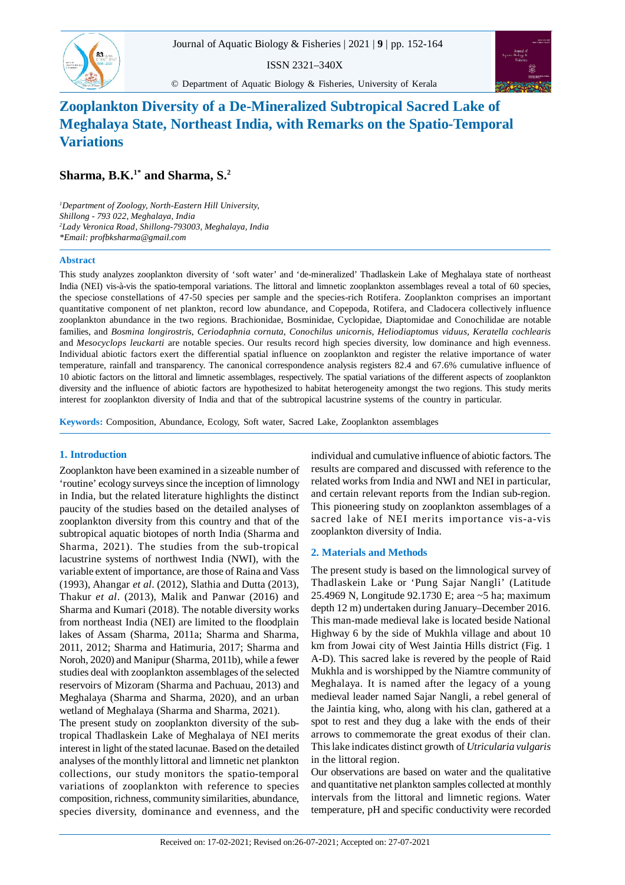# Zooplankton Diversity of a De-Mineralized Subtropical Sacred Lake of Meghalaya State, Northeast India, with Remarks on the Spatio-Temporal Variations

## Sharma, B.K.[1*] and Sharma, S.[2]

*[1]Department of Zoology, North-Eastern Hill University, Shillong - 793 022, Meghalaya, India*
*[2]Lady Veronica Road, Shillong-793003, Meghalaya, India*
*\*Email: profbksharma@gmail.com*

### Abstract

This study analyzes zooplankton diversity of 'soft water' and 'de-mineralized' Thadlaskein Lake of Meghalaya state of northeast India (NEI) vis-à-vis the spatio-temporal variations. The littoral and limnetic zooplankton assemblages reveal a total of 60 species, the speciose constellations of 47-50 species per sample and the species-rich Rotifera. Zooplankton comprises an important quantitative component of net plankton, record low abundance, and Copepoda, Rotifera, and Cladocera collectively influence zooplankton abundance in the two regions. Brachionidae, Bosminidae, Cyclopidae, Diaptomidae and Conochilidae are notable families, and *Bosmina longirostris*, *Ceriodaphnia cornuta*, *Conochilus unicornis, Heliodiaptomus viduus*, *Keratella cochlearis* and *Mesocyclops leuckarti* are notable species. Our results record high species diversity, low dominance and high evenness. Individual abiotic factors exert the differential spatial influence on zooplankton and register the relative importance of water temperature, rainfall and transparency. The canonical correspondence analysis registers 82.4 and 67.6% cumulative influence of 10 abiotic factors on the littoral and limnetic assemblages, respectively. The spatial variations of the different aspects of zooplankton diversity and the influence of abiotic factors are hypothesized to habitat heterogeneity amongst the two regions. This study merits interest for zooplankton diversity of India and that of the subtropical lacustrine systems of the country in particular.

**Keywords:** Composition, Abundance, Ecology, Soft water, Sacred Lake, Zooplankton assemblages

## 1. Introduction

Zooplankton have been examined in a sizeable number of 'routine' ecology surveys since the inception of limnology in India, but the related literature highlights the distinct paucity of the studies based on the detailed analyses of zooplankton diversity from this country and that of the subtropical aquatic biotopes of north India (Sharma and Sharma, 2021). The studies from the sub-tropical lacustrine systems of northwest India (NWI), with the variable extent of importance, are those of Raina and Vass (1993), Ahangar *et al*. (2012), Slathia and Dutta (2013), Thakur *et al*. (2013), Malik and Panwar (2016) and Sharma and Kumari (2018). The notable diversity works from northeast India (NEI) are limited to the floodplain lakes of Assam (Sharma, 2011a; Sharma and Sharma, 2011, 2012; Sharma and Hatimuria, 2017; Sharma and Noroh, 2020) and Manipur (Sharma, 2011b), while a fewer studies deal with zooplankton assemblages of the selected reservoirs of Mizoram (Sharma and Pachuau, 2013) and Meghalaya (Sharma and Sharma, 2020), and an urban wetland of Meghalaya (Sharma and Sharma, 2021).

The present study on zooplankton diversity of the sub-tropical Thadlaskein Lake of Meghalaya of NEI merits interest in light of the stated lacunae. Based on the detailed analyses of the monthly littoral and limnetic net plankton collections, our study monitors the spatio-temporal variations of zooplankton with reference to species composition, richness, community similarities, abundance, species diversity, dominance and evenness, and the individual and cumulative influence of abiotic factors. The results are compared and discussed with reference to the related works from India and NWI and NEI in particular, and certain relevant reports from the Indian sub-region. This pioneering study on zooplankton assemblages of a sacred lake of NEI merits importance vis-a-vis zooplankton diversity of India.

## 2. Materials and Methods

The present study is based on the limnological survey of Thadlaskein Lake or 'Pung Sajar Nangli' (Latitude 25.4969 N, Longitude 92.1730 E; area ~5 ha; maximum depth 12 m) undertaken during January–December 2016. This man-made medieval lake is located beside National Highway 6 by the side of Mukhla village and about 10 km from Jowai city of West Jaintia Hills district (Fig. 1 A-D). This sacred lake is revered by the people of Raid Mukhla and is worshipped by the Niamtre community of Meghalaya. It is named after the legacy of a young medieval leader named Sajar Nangli, a rebel general of the Jaintia king, who, along with his clan, gathered at a spot to rest and they dug a lake with the ends of their arrows to commemorate the great exodus of their clan. This lake indicates distinct growth of *Utricularia vulgaris* in the littoral region.

Our observations are based on water and the qualitative and quantitative net plankton samples collected at monthly intervals from the littoral and limnetic regions. Water temperature, pH and specific conductivity were recorded

Received on: 17-02-2021; Revised on:26-07-2021; Accepted on: 27-07-2021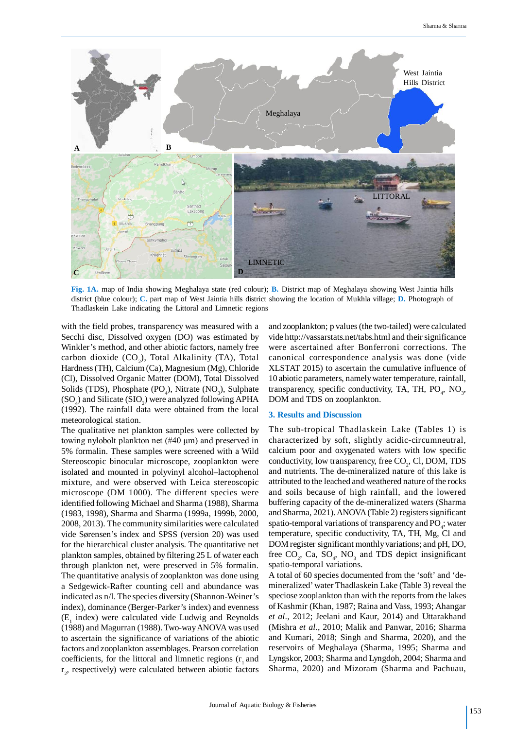**Fig. 1A.** map of India showing Meghalaya state (red colour); **B.** District map of Meghalaya showing West Jaintia hills district (blue colour); **C.** part map of West Jaintia hills district showing the location of Mukhla village; **D.** Photograph of Thadlaskein Lake indicating the Littoral and Limnetic regions

with the field probes, transparency was measured with a Secchi disc, Dissolved oxygen (DO) was estimated by Winkler's method, and other abiotic factors, namely free carbon dioxide ($CO_2$), Total Alkalinity (TA), Total Hardness (TH), Calcium (Ca), Magnesium (Mg), Chloride (Cl), Dissolved Organic Matter (DOM), Total Dissolved Solids (TDS), Phosphate ($PO_4$), Nitrate ($NO_3$), Sulphate ($SO_4$) and Silicate ($SIO_2$) were analyzed following APHA (1992). The rainfall data were obtained from the local meteorological station.

The qualitative net plankton samples were collected by towing nylobolt plankton net (#40 µm) and preserved in 5% formalin. These samples were screened with a Wild Stereoscopic binocular microscope, zooplankton were isolated and mounted in polyvinyl alcohol–lactophenol mixture, and were observed with Leica stereoscopic microscope (DM 1000). The different species were identified following Michael and Sharma (1988), Sharma (1983, 1998), Sharma and Sharma (1999a, 1999b, 2000, 2008, 2013). The community similarities were calculated vide Sørensen's index and SPSS (version 20) was used for the hierarchical cluster analysis. The quantitative net plankton samples, obtained by filtering 25 L of water each through plankton net, were preserved in 5% formalin. The quantitative analysis of zooplankton was done using a Sedgewick-Rafter counting cell and abundance was indicated as n/l. The species diversity (Shannon-Weiner's index), dominance (Berger-Parker's index) and evenness ($E_1$ index) were calculated vide Ludwig and Reynolds (1988) and Magurran (1988). Two-way ANOVA was used to ascertain the significance of variations of the abiotic factors and zooplankton assemblages. Pearson correlation coefficients, for the littoral and limnetic regions ($r_1$ and $r_2$, respectively) were calculated between abiotic factors and zooplankton; p values (the two-tailed) were calculated vide http://vassarstats.net/tabs.html and their significance were ascertained after Bonferroni corrections. The canonical correspondence analysis was done (vide XLSTAT 2015) to ascertain the cumulative influence of 10 abiotic parameters, namely water temperature, rainfall, transparency, specific conductivity, TA, TH, $PO_4$, $NO_3$, DOM and TDS on zooplankton.

## 3. Results and Discussion

The sub-tropical Thadlaskein Lake (Tables 1) is characterized by soft, slightly acidic-circumneutral, calcium poor and oxygenated waters with low specific conductivity, low transparency, free $CO_2$, Cl, DOM, TDS and nutrients. The de-mineralized nature of this lake is attributed to the leached and weathered nature of the rocks and soils because of high rainfall, and the lowered buffering capacity of the de-mineralized waters (Sharma and Sharma, 2021). ANOVA (Table 2) registers significant spatio-temporal variations of transparency and $PO_4$; water temperature, specific conductivity, TA, TH, Mg, Cl and DOM register significant monthly variations; and pH, DO, free $CO_2$, Ca, $SO_4$, $NO_3$ and TDS depict insignificant spatio-temporal variations.

A total of 60 species documented from the 'soft' and 'de-mineralized' water Thadlaskein Lake (Table 3) reveal the speciose zooplankton than with the reports from the lakes of Kashmir (Khan, 1987; Raina and Vass, 1993; Ahangar *et al*., 2012; Jeelani and Kaur, 2014) and Uttarakhand (Mishra *et al*., 2010; Malik and Panwar, 2016; Sharma and Kumari, 2018; Singh and Sharma, 2020), and the reservoirs of Meghalaya (Sharma, 1995; Sharma and Lyngskor, 2003; Sharma and Lyngdoh, 2004; Sharma and Sharma, 2020) and Mizoram (Sharma and Pachuau,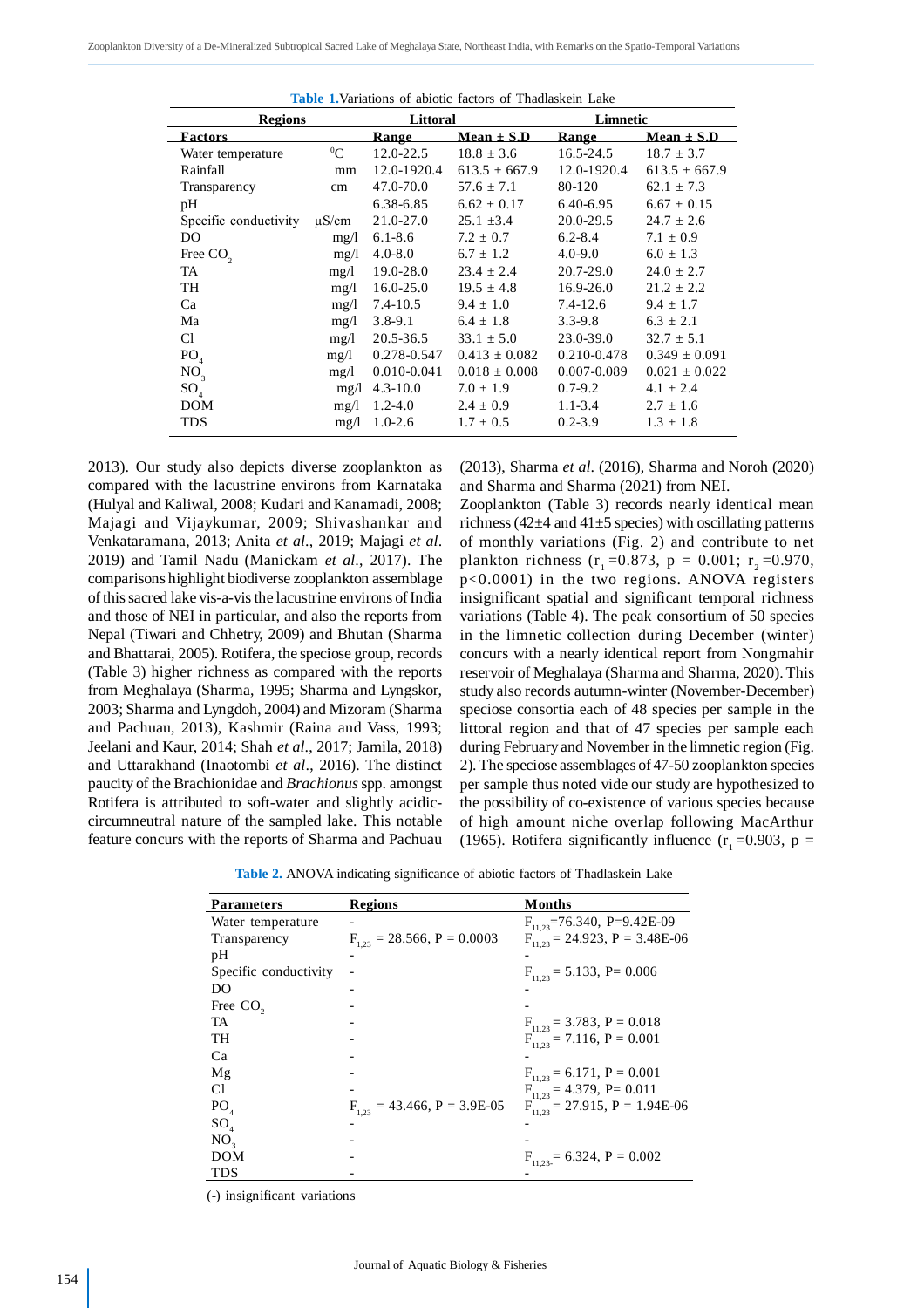**Table 1.** Variations of abiotic factors of Thadlaskein Lake

| Regions | | Littoral | | Limnetic | |
|---|---|---|---|---|---|
| **Factors** | | **Range** | **Mean ± S.D** | **Range** | **Mean ± S.D** |
| Water temperature | $^0$C | 12.0-22.5 | 18.8 ± 3.6 | 16.5-24.5 | 18.7 ± 3.7 |
| Rainfall | mm | 12.0-1920.4 | 613.5 ± 667.9 | 12.0-1920.4 | 613.5 ± 667.9 |
| Transparency | cm | 47.0-70.0 | 57.6 ± 7.1 | 80-120 | 62.1 ± 7.3 |
| pH | | 6.38-6.85 | 6.62 ± 0.17 | 6.40-6.95 | 6.67 ± 0.15 |
| Specific conductivity | µS/cm | 21.0-27.0 | 25.1 ±3.4 | 20.0-29.5 | 24.7 ± 2.6 |
| DO | mg/l | 6.1-8.6 | 7.2 ± 0.7 | 6.2-8.4 | 7.1 ± 0.9 |
| Free $CO_2$ | mg/l | 4.0-8.0 | 6.7 ± 1.2 | 4.0-9.0 | 6.0 ± 1.3 |
| TA | mg/l | 19.0-28.0 | 23.4 ± 2.4 | 20.7-29.0 | 24.0 ± 2.7 |
| TH | mg/l | 16.0-25.0 | 19.5 ± 4.8 | 16.9-26.0 | 21.2 ± 2.2 |
| Ca | mg/l | 7.4-10.5 | 9.4 ± 1.0 | 7.4-12.6 | 9.4 ± 1.7 |
| Ma | mg/l | 3.8-9.1 | 6.4 ± 1.8 | 3.3-9.8 | 6.3 ± 2.1 |
| Cl | mg/l | 20.5-36.5 | 33.1 ± 5.0 | 23.0-39.0 | 32.7 ± 5.1 |
| $PO_4$ | mg/l | 0.278-0.547 | 0.413 ± 0.082 | 0.210-0.478 | 0.349 ± 0.091 |
| $NO_3$ | mg/l | 0.010-0.041 | 0.018 ± 0.008 | 0.007-0.089 | 0.021 ± 0.022 |
| $SO_4$ | mg/l | 4.3-10.0 | 7.0 ± 1.9 | 0.7-9.2 | 4.1 ± 2.4 |
| DOM | mg/l | 1.2-4.0 | 2.4 ± 0.9 | 1.1-3.4 | 2.7 ± 1.6 |
| TDS | mg/l | 1.0-2.6 | 1.7 ± 0.5 | 0.2-3.9 | 1.3 ± 1.8 |

2013). Our study also depicts diverse zooplankton as compared with the lacustrine environs from Karnataka (Hulyal and Kaliwal, 2008; Kudari and Kanamadi, 2008; Majagi and Vijaykumar, 2009; Shivashankar and Venkataramana, 2013; Anita *et al*., 2019; Majagi *et al*. 2019) and Tamil Nadu (Manickam *et al*., 2017). The comparisons highlight biodiverse zooplankton assemblage of this sacred lake vis-a-vis the lacustrine environs of India and those of NEI in particular, and also the reports from Nepal (Tiwari and Chhetry, 2009) and Bhutan (Sharma and Bhattarai, 2005). Rotifera, the speciose group, records (Table 3) higher richness as compared with the reports from Meghalaya (Sharma, 1995; Sharma and Lyngskor, 2003; Sharma and Lyngdoh, 2004) and Mizoram (Sharma and Pachuau, 2013), Kashmir (Raina and Vass, 1993; Jeelani and Kaur, 2014; Shah *et al*., 2017; Jamila, 2018) and Uttarakhand (Inaotombi *et al*., 2016). The distinct paucity of the Brachionidae and *Brachionus* spp. amongst Rotifera is attributed to soft-water and slightly acidic-circumneutral nature of the sampled lake. This notable feature concurs with the reports of Sharma and Pachuau (2013), Sharma *et al*. (2016), Sharma and Noroh (2020) and Sharma and Sharma (2021) from NEI.

Zooplankton (Table 3) records nearly identical mean richness (42±4 and 41±5 species) with oscillating patterns of monthly variations (Fig. 2) and contribute to net plankton richness ($r_1$ =0.873, p = 0.001; $r_2$ =0.970, p<0.0001) in the two regions. ANOVA registers insignificant spatial and significant temporal richness variations (Table 4). The peak consortium of 50 species in the limnetic collection during December (winter) concurs with a nearly identical report from Nongmahir reservoir of Meghalaya (Sharma and Sharma, 2020). This study also records autumn-winter (November-December) speciose consortia each of 48 species per sample in the littoral region and that of 47 species per sample each during February and November in the limnetic region (Fig. 2). The speciose assemblages of 47-50 zooplankton species per sample thus noted vide our study are hypothesized to the possibility of co-existence of various species because of high amount niche overlap following MacArthur (1965). Rotifera significantly influence ($r_1$ =0.903, p =

**Table 2.** ANOVA indicating significance of abiotic factors of Thadlaskein Lake

| Parameters | Regions | Months |
|---|---|---|
| Water temperature | - | $F_{11,23}$=76.340, P=9.42E-09 |
| Transparency | $F_{1,23}$ = 28.566, P = 0.0003 | $F_{11,23}$ = 24.923, P = 3.48E-06 |
| pH | - | - |
| Specific conductivity | - | $F_{11,23}$ = 5.133, P= 0.006 |
| DO | - | - |
| Free $CO_2$ | - | - |
| TA | - | $F_{11,23}$ = 3.783, P = 0.018 |
| TH | - | $F_{11,23}$ = 7.116, P = 0.001 |
| Ca | - | - |
| Mg | - | $F_{11,23}$ = 6.171, P = 0.001 |
| Cl | - | $F_{11,23}$ = 4.379, P= 0.011 |
| $PO_4$ | $F_{1,23}$ = 43.466, P = 3.9E-05 | $F_{11,23}$ = 27.915, P = 1.94E-06 |
| $SO_4$ | - | - |
| $NO_3$ | - | - |
| DOM | - | $F_{11,23}$= 6.324, P = 0.002 |
| TDS | - | - |

(-) insignificant variations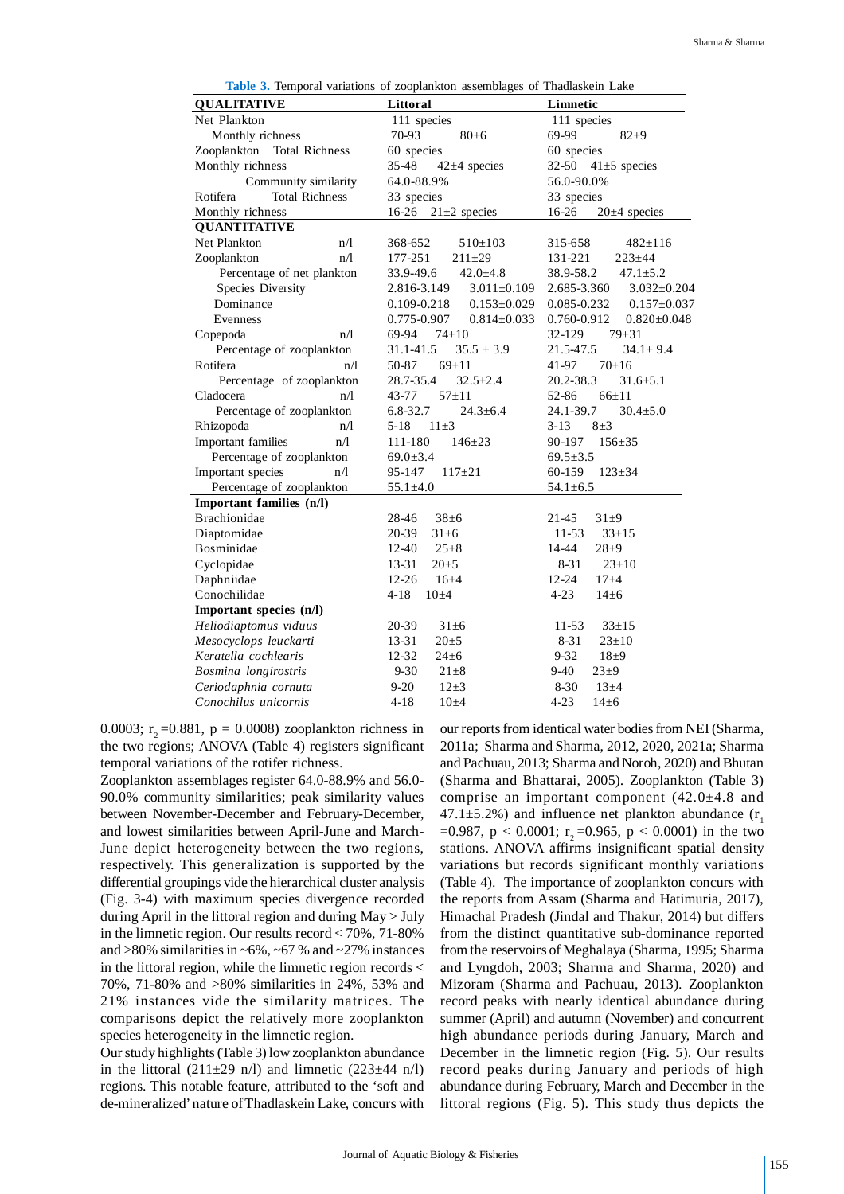**Table 3.** Temporal variations of zooplankton assemblages of Thadlaskein Lake

| QUALITATIVE | | Littoral | | Limnetic | |
|---|---|---|---|---|---|
| Net Plankton | | 111 species | | 111 species | |
| Monthly richness | | 70-93 | 80±6 | 69-99 | 82±9 |
| Zooplankton Total Richness | | 60 species | | 60 species | |
| Monthly richness | | 35-48 | 42±4 species | 32-50 | 41±5 species |
| Community similarity | | 64.0-88.9% | | 56.0-90.0% | |
| Rotifera Total Richness | | 33 species | | 33 species | |
| Monthly richness | | 16-26 | 21±2 species | 16-26 | 20±4 species |
| **QUANTITATIVE** | | | | | |
| Net Plankton | n/l | 368-652 | 510±103 | 315-658 | 482±116 |
| Zooplankton | n/l | 177-251 | 211±29 | 131-221 | 223±44 |
| Percentage of net plankton | | 33.9-49.6 | 42.0±4.8 | 38.9-58.2 | 47.1±5.2 |
| Species Diversity | | 2.816-3.149 | 3.011±0.109 | 2.685-3.360 | 3.032±0.204 |
| Dominance | | 0.109-0.218 | 0.153±0.029 | 0.085-0.232 | 0.157±0.037 |
| Evenness | | 0.775-0.907 | 0.814±0.033 | 0.760-0.912 | 0.820±0.048 |
| Copepoda | n/l | 69-94 | 74±10 | 32-129 | 79±31 |
| Percentage of zooplankton | | 31.1-41.5 | 35.5 ± 3.9 | 21.5-47.5 | 34.1± 9.4 |
| Rotifera | n/l | 50-87 | 69±11 | 41-97 | 70±16 |
| Percentage of zooplankton | | 28.7-35.4 | 32.5±2.4 | 20.2-38.3 | 31.6±5.1 |
| Cladocera | n/l | 43-77 | 57±11 | 52-86 | 66±11 |
| Percentage of zooplankton | | 6.8-32.7 | 24.3±6.4 | 24.1-39.7 | 30.4±5.0 |
| Rhizopoda | n/l | 5-18 | 11±3 | 3-13 | 8±3 |
| Important families | n/l | 111-180 | 146±23 | 90-197 | 156±35 |
| Percentage of zooplankton | | 69.0±3.4 | | 69.5±3.5 | |
| Important species | n/l | 95-147 | 117±21 | 60-159 | 123±34 |
| Percentage of zooplankton | | 55.1±4.0 | | 54.1±6.5 | |
| **Important families (n/l)** | | | | | |
| Brachionidae | | 28-46 | 38±6 | 21-45 | 31±9 |
| Diaptomidae | | 20-39 | 31±6 | 11-53 | 33±15 |
| Bosminidae | | 12-40 | 25±8 | 14-44 | 28±9 |
| Cyclopidae | | 13-31 | 20±5 | 8-31 | 23±10 |
| Daphniidae | | 12-26 | 16±4 | 12-24 | 17±4 |
| Conochilidae | | 4-18 | 10±4 | 4-23 | 14±6 |
| **Important species (n/l)** | | | | | |
| *Heliodiaptomus viduus* | | 20-39 | 31±6 | 11-53 | 33±15 |
| *Mesocyclops leuckarti* | | 13-31 | 20±5 | 8-31 | 23±10 |
| *Keratella cochlearis* | | 12-32 | 24±6 | 9-32 | 18±9 |
| *Bosmina longirostris* | | 9-30 | 21±8 | 9-40 | 23±9 |
| *Ceriodaphnia cornuta* | | 9-20 | 12±3 | 8-30 | 13±4 |
| *Conochilus unicornis* | | 4-18 | 10±4 | 4-23 | 14±6 |

0.0003; $r_2$ =0.881, p = 0.0008) zooplankton richness in the two regions; ANOVA (Table 4) registers significant temporal variations of the rotifer richness.

Zooplankton assemblages register 64.0-88.9% and 56.0-90.0% community similarities; peak similarity values between November-December and February-December, and lowest similarities between April-June and March-June depict heterogeneity between the two regions, respectively. This generalization is supported by the differential groupings vide the hierarchical cluster analysis (Fig. 3-4) with maximum species divergence recorded during April in the littoral region and during May > July in the limnetic region. Our results record < 70%, 71-80% and >80% similarities in ~6%, ~67 % and ~27% instances in the littoral region, while the limnetic region records < 70%, 71-80% and >80% similarities in 24%, 53% and 21% instances vide the similarity matrices. The comparisons depict the relatively more zooplankton species heterogeneity in the limnetic region.

Our study highlights (Table 3) low zooplankton abundance in the littoral (211±29 n/l) and limnetic (223±44 n/l) regions. This notable feature, attributed to the 'soft and de-mineralized' nature of Thadlaskein Lake, concurs with our reports from identical water bodies from NEI (Sharma, 2011a; Sharma and Sharma, 2012, 2020, 2021a; Sharma and Pachuau, 2013; Sharma and Noroh, 2020) and Bhutan (Sharma and Bhattarai, 2005). Zooplankton (Table 3) comprise an important component (42.0±4.8 and 47.1±5.2%) and influence net plankton abundance ($r_1$ =0.987, p < 0.0001; $r_2$ =0.965, p < 0.0001) in the two stations. ANOVA affirms insignificant spatial density variations but records significant monthly variations (Table 4). The importance of zooplankton concurs with the reports from Assam (Sharma and Hatimuria, 2017), Himachal Pradesh (Jindal and Thakur, 2014) but differs from the distinct quantitative sub-dominance reported from the reservoirs of Meghalaya (Sharma, 1995; Sharma and Lyngdoh, 2003; Sharma and Sharma, 2020) and Mizoram (Sharma and Pachuau, 2013). Zooplankton record peaks with nearly identical abundance during summer (April) and autumn (November) and concurrent high abundance periods during January, March and December in the limnetic region (Fig. 5). Our results record peaks during January and periods of high abundance during February, March and December in the littoral regions (Fig. 5). This study thus depicts the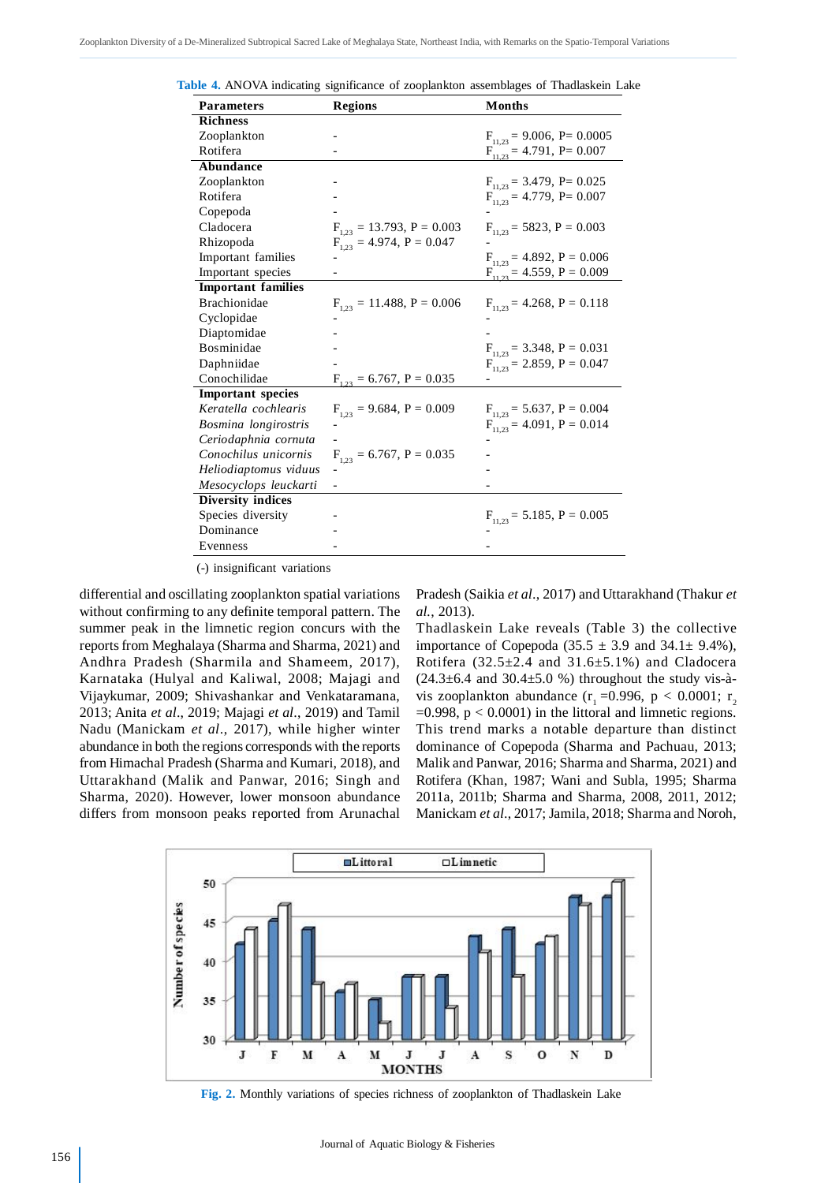**Table 4.** ANOVA indicating significance of zooplankton assemblages of Thadlaskein Lake

| Parameters | Regions | Months |
|---|---|---|
| **Richness** | | |
| Zooplankton | - | $F_{11,23}$ = 9.006, P= 0.0005 |
| Rotifera | - | $F_{11,23}$ = 4.791, P= 0.007 |
| **Abundance** | | |
| Zooplankton | - | $F_{11,23}$ = 3.479, P= 0.025 |
| Rotifera | - | $F_{11,23}$ = 4.779, P= 0.007 |
| Copepoda | - | - |
| Cladocera | $F_{1,23}$ = 13.793, P = 0.003 | $F_{11,23}$ = 5823, P = 0.003 |
| Rhizopoda | $F_{1,23}$ = 4.974, P = 0.047 | - |
| Important families | - | $F_{11,23}$ = 4.892, P = 0.006 |
| Important species | - | $F_{11,23}$ = 4.559, P = 0.009 |
| **Important families** | | |
| Brachionidae | $F_{1,23}$ = 11.488, P = 0.006 | $F_{11,23}$ = 4.268, P = 0.118 |
| Cyclopidae | - | - |
| Diaptomidae | - | - |
| Bosminidae | - | $F_{11,23}$ = 3.348, P = 0.031 |
| Daphniidae | - | $F_{11,23}$ = 2.859, P = 0.047 |
| Conochilidae | $F_{1,23}$ = 6.767, P = 0.035 | - |
| **Important species** | | |
| *Keratella cochlearis* | $F_{1,23}$ = 9.684, P = 0.009 | $F_{11,23}$ = 5.637, P = 0.004 |
| *Bosmina longirostris* | - | $F_{11,23}$ = 4.091, P = 0.014 |
| *Ceriodaphnia cornuta* | - | - |
| *Conochilus unicornis* | $F_{1,23}$ = 6.767, P = 0.035 | - |
| *Heliodiaptomus viduus* | - | - |
| *Mesocyclops leuckarti* | - | - |
| **Diversity indices** | | |
| Species diversity | - | $F_{11,23}$ = 5.185, P = 0.005 |
| Dominance | - | - |
| Evenness | - | - |

(-) insignificant variations

differential and oscillating zooplankton spatial variations without confirming to any definite temporal pattern. The summer peak in the limnetic region concurs with the reports from Meghalaya (Sharma and Sharma, 2021) and Andhra Pradesh (Sharmila and Shameem, 2017), Karnataka (Hulyal and Kaliwal, 2008; Majagi and Vijaykumar, 2009; Shivashankar and Venkataramana, 2013; Anita *et al*., 2019; Majagi *et al*., 2019) and Tamil Nadu (Manickam *et al*., 2017), while higher winter abundance in both the regions corresponds with the reports from Himachal Pradesh (Sharma and Kumari, 2018), and Uttarakhand (Malik and Panwar, 2016; Singh and Sharma, 2020). However, lower monsoon abundance differs from monsoon peaks reported from Arunachal Pradesh (Saikia *et al*., 2017) and Uttarakhand (Thakur *et al.*, 2013).

Thadlaskein Lake reveals (Table 3) the collective importance of Copepoda (35.5 ± 3.9 and 34.1± 9.4%), Rotifera (32.5±2.4 and 31.6±5.1%) and Cladocera (24.3±6.4 and 30.4±5.0 %) throughout the study vis-à-vis zooplankton abundance ($r_1$ =0.996, p < 0.0001; $r_2$ =0.998, p < 0.0001) in the littoral and limnetic regions. This trend marks a notable departure than distinct dominance of Copepoda (Sharma and Pachuau, 2013; Malik and Panwar, 2016; Sharma and Sharma, 2021) and Rotifera (Khan, 1987; Wani and Subla, 1995; Sharma 2011a, 2011b; Sharma and Sharma, 2008, 2011, 2012; Manickam *et al*., 2017; Jamila, 2018; Sharma and Noroh,

**Fig. 2.** Monthly variations of species richness of zooplankton of Thadlaskein Lake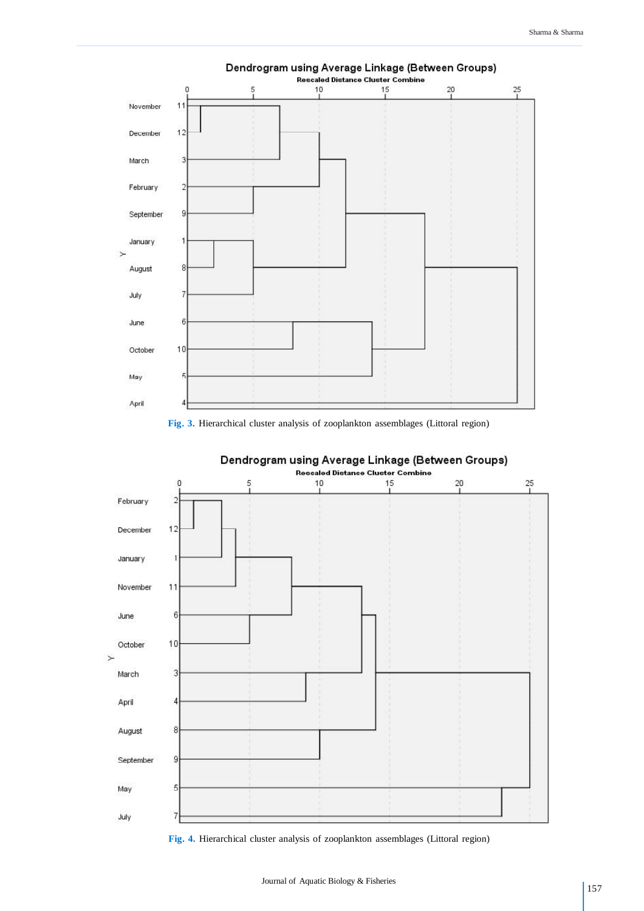Dendrogram using Average Linkage (Between Groups)

Rescaled Distance Cluster Combine

**Fig. 3.** Hierarchical cluster analysis of zooplankton assemblages (Littoral region)

Dendrogram using Average Linkage (Between Groups)

Rescaled Distance Cluster Combine

**Fig. 4.** Hierarchical cluster analysis of zooplankton assemblages (Littoral region)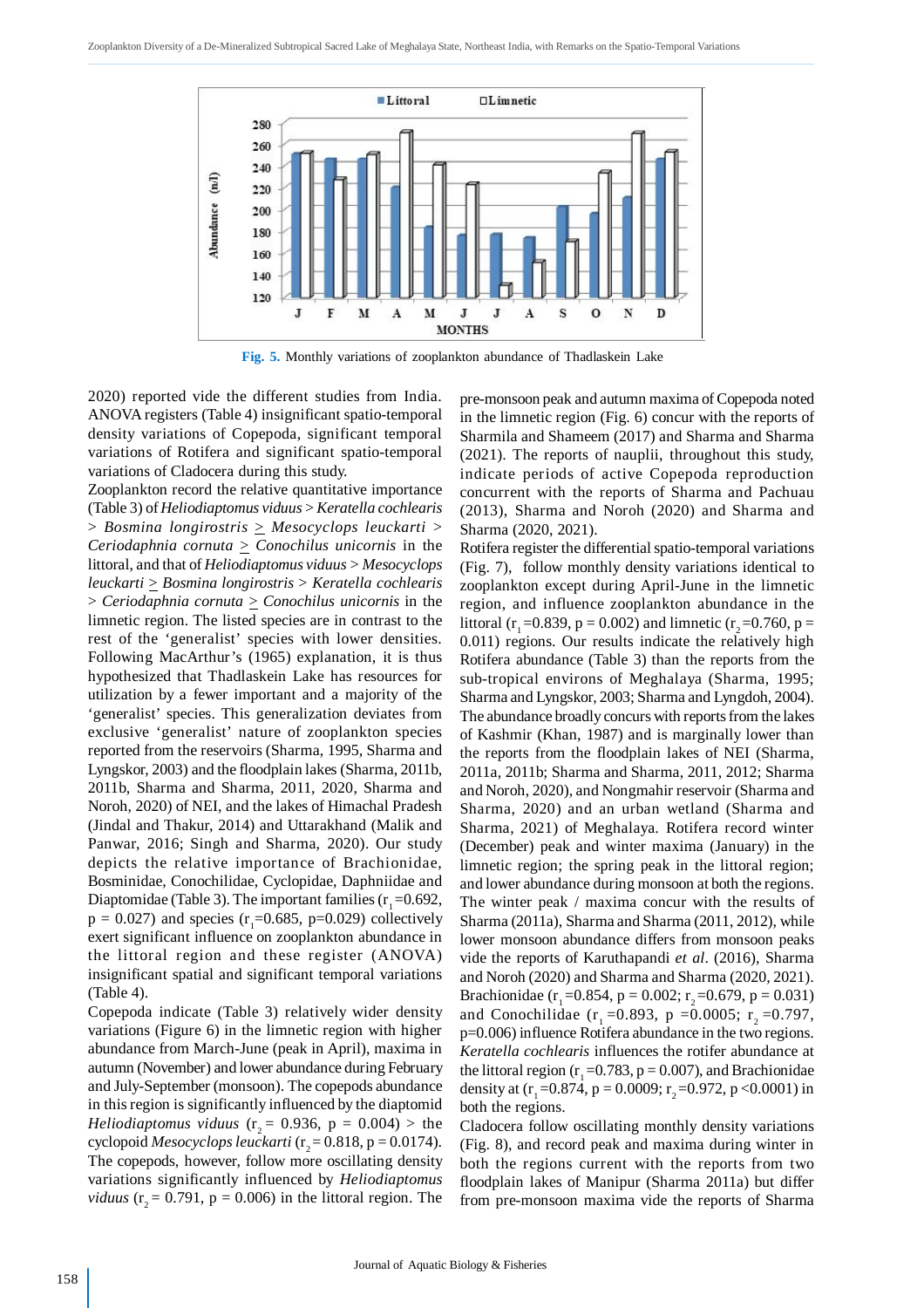Fig. 5. Monthly variations of zooplankton abundance of Thadlaskein Lake

2020) reported vide the different studies from India. ANOVA registers (Table 4) insignificant spatio-temporal density variations of Copepoda, significant temporal variations of Rotifera and significant spatio-temporal variations of Cladocera during this study.

Zooplankton record the relative quantitative importance (Table 3) of *Heliodiaptomus viduus* > *Keratella cochlearis* > *Bosmina longirostris* ≥ *Mesocyclops leuckarti* > *Ceriodaphnia cornuta* ≥ *Conochilus unicornis* in the littoral, and that of *Heliodiaptomus viduus* > *Mesocyclops leuckarti* ≥ *Bosmina longirostris* > *Keratella cochlearis* > *Ceriodaphnia cornuta* ≥ *Conochilus unicornis* in the limnetic region. The listed species are in contrast to the rest of the 'generalist' species with lower densities. Following MacArthur's (1965) explanation, it is thus hypothesized that Thadlaskein Lake has resources for utilization by a fewer important and a majority of the 'generalist' species. This generalization deviates from exclusive 'generalist' nature of zooplankton species reported from the reservoirs (Sharma, 1995, Sharma and Lyngskor, 2003) and the floodplain lakes (Sharma, 2011b, 2011b, Sharma and Sharma, 2011, 2020, Sharma and Noroh, 2020) of NEI, and the lakes of Himachal Pradesh (Jindal and Thakur, 2014) and Uttarakhand (Malik and Panwar, 2016; Singh and Sharma, 2020). Our study depicts the relative importance of Brachionidae, Bosminidae, Conochilidae, Cyclopidae, Daphniidae and Diaptomidae (Table 3). The important families ($r_1$=0.692, p = 0.027) and species ($r_1$=0.685, p=0.029) collectively exert significant influence on zooplankton abundance in the littoral region and these register (ANOVA) insignificant spatial and significant temporal variations (Table 4).

Copepoda indicate (Table 3) relatively wider density variations (Figure 6) in the limnetic region with higher abundance from March-June (peak in April), maxima in autumn (November) and lower abundance during February and July-September (monsoon). The copepods abundance in this region is significantly influenced by the diaptomid *Heliodiaptomus viduus* ($r_2$ = 0.936, p = 0.004) > the cyclopoid *Mesocyclops leuckarti* ($r_2$ = 0.818, p = 0.0174). The copepods, however, follow more oscillating density variations significantly influenced by *Heliodiaptomus viduus* ($r_2$ = 0.791, p = 0.006) in the littoral region. The pre-monsoon peak and autumn maxima of Copepoda noted in the limnetic region (Fig. 6) concur with the reports of Sharmila and Shameem (2017) and Sharma and Sharma (2021). The reports of nauplii, throughout this study, indicate periods of active Copepoda reproduction concurrent with the reports of Sharma and Pachuau (2013), Sharma and Noroh (2020) and Sharma and Sharma (2020, 2021).

Rotifera register the differential spatio-temporal variations (Fig. 7), follow monthly density variations identical to zooplankton except during April-June in the limnetic region, and influence zooplankton abundance in the littoral ($r_1$=0.839, p = 0.002) and limnetic ($r_2$=0.760, p = 0.011) regions. Our results indicate the relatively high Rotifera abundance (Table 3) than the reports from the sub-tropical environs of Meghalaya (Sharma, 1995; Sharma and Lyngskor, 2003; Sharma and Lyngdoh, 2004). The abundance broadly concurs with reports from the lakes of Kashmir (Khan, 1987) and is marginally lower than the reports from the floodplain lakes of NEI (Sharma, 2011a, 2011b; Sharma and Sharma, 2011, 2012; Sharma and Noroh, 2020), and Nongmahir reservoir (Sharma and Sharma, 2020) and an urban wetland (Sharma and Sharma, 2021) of Meghalaya. Rotifera record winter (December) peak and winter maxima (January) in the limnetic region; the spring peak in the littoral region; and lower abundance during monsoon at both the regions. The winter peak / maxima concur with the results of Sharma (2011a), Sharma and Sharma (2011, 2012), while lower monsoon abundance differs from monsoon peaks vide the reports of Karuthapandi *et al*. (2016), Sharma and Noroh (2020) and Sharma and Sharma (2020, 2021). Brachionidae ($r_1$=0.854, p = 0.002; $r_2$=0.679, p = 0.031) and Conochilidae ($r_1$=0.893, p =0.0005; $r_2$=0.797, p=0.006) influence Rotifera abundance in the two regions. *Keratella cochlearis* influences the rotifer abundance at the littoral region ($r_1$=0.783, p = 0.007), and Brachionidae density at ($r_1$=0.874, p = 0.0009; $r_2$=0.972, p <0.0001) in both the regions.

Cladocera follow oscillating monthly density variations (Fig. 8), and record peak and maxima during winter in both the regions current with the reports from two floodplain lakes of Manipur (Sharma 2011a) but differ from pre-monsoon maxima vide the reports of Sharma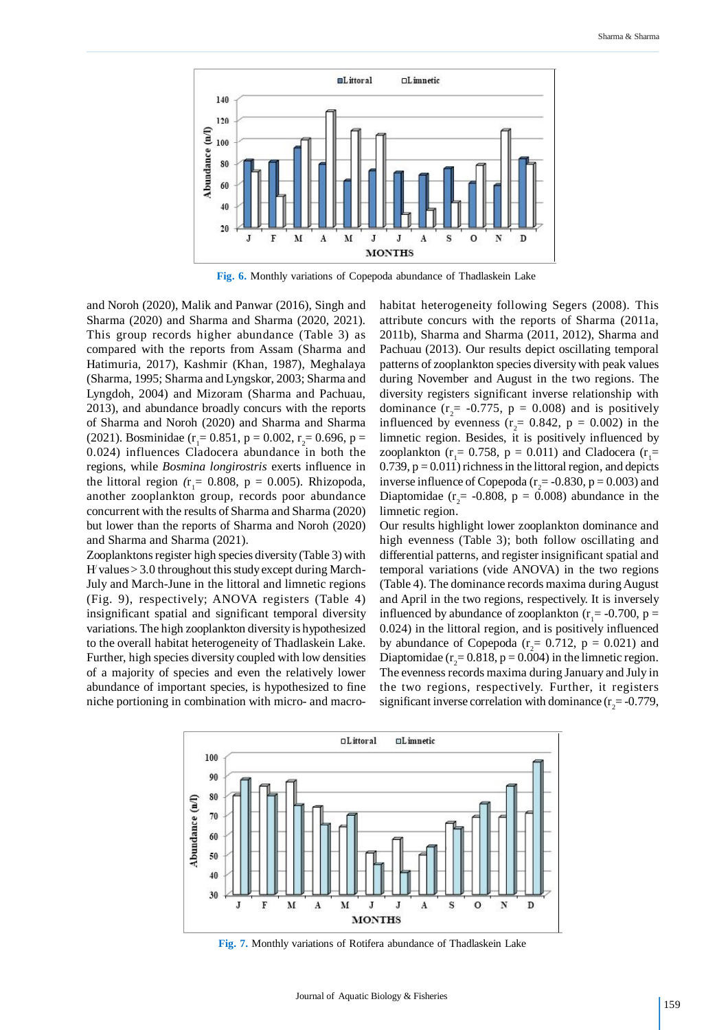Fig. 6. Monthly variations of Copepoda abundance of Thadlaskein Lake

and Noroh (2020), Malik and Panwar (2016), Singh and Sharma (2020) and Sharma and Sharma (2020, 2021). This group records higher abundance (Table 3) as compared with the reports from Assam (Sharma and Hatimuria, 2017), Kashmir (Khan, 1987), Meghalaya (Sharma, 1995; Sharma and Lyngskor, 2003; Sharma and Lyngdoh, 2004) and Mizoram (Sharma and Pachuau, 2013), and abundance broadly concurs with the reports of Sharma and Noroh (2020) and Sharma and Sharma (2021). Bosminidae ($r_1$= 0.851, p = 0.002, $r_2$= 0.696, p = 0.024) influences Cladocera abundance in both the regions, while *Bosmina longirostris* exerts influence in the littoral region ($r_1$= 0.808, p = 0.005). Rhizopoda, another zooplankton group, records poor abundance concurrent with the results of Sharma and Sharma (2020) but lower than the reports of Sharma and Noroh (2020) and Sharma and Sharma (2021).

Zooplanktons register high species diversity (Table 3) with H′ values > 3.0 throughout this study except during March-July and March-June in the littoral and limnetic regions (Fig. 9), respectively; ANOVA registers (Table 4) insignificant spatial and significant temporal diversity variations. The high zooplankton diversity is hypothesized to the overall habitat heterogeneity of Thadlaskein Lake. Further, high species diversity coupled with low densities of a majority of species and even the relatively lower abundance of important species, is hypothesized to fine niche portioning in combination with micro- and macro-habitat heterogeneity following Segers (2008). This attribute concurs with the reports of Sharma (2011a, 2011b), Sharma and Sharma (2011, 2012), Sharma and Pachuau (2013). Our results depict oscillating temporal patterns of zooplankton species diversity with peak values during November and August in the two regions. The diversity registers significant inverse relationship with dominance ($r_2$= -0.775, p = 0.008) and is positively influenced by evenness ($r_2$= 0.842, p = 0.002) in the limnetic region. Besides, it is positively influenced by zooplankton ($r_1$= 0.758, p = 0.011) and Cladocera ($r_1$= 0.739, p = 0.011) richness in the littoral region, and depicts inverse influence of Copepoda ($r_2$= -0.830, p = 0.003) and Diaptomidae ($r_2$= -0.808, p = 0.008) abundance in the limnetic region.

Our results highlight lower zooplankton dominance and high evenness (Table 3); both follow oscillating and differential patterns, and register insignificant spatial and temporal variations (vide ANOVA) in the two regions (Table 4). The dominance records maxima during August and April in the two regions, respectively. It is inversely influenced by abundance of zooplankton ($r_1$= -0.700, p = 0.024) in the littoral region, and is positively influenced by abundance of Copepoda ($r_2$= 0.712, p = 0.021) and Diaptomidae ($r_2$= 0.818, p = 0.004) in the limnetic region. The evenness records maxima during January and July in the two regions, respectively. Further, it registers significant inverse correlation with dominance ($r_2$= -0.779,

Fig. 7. Monthly variations of Rotifera abundance of Thadlaskein Lake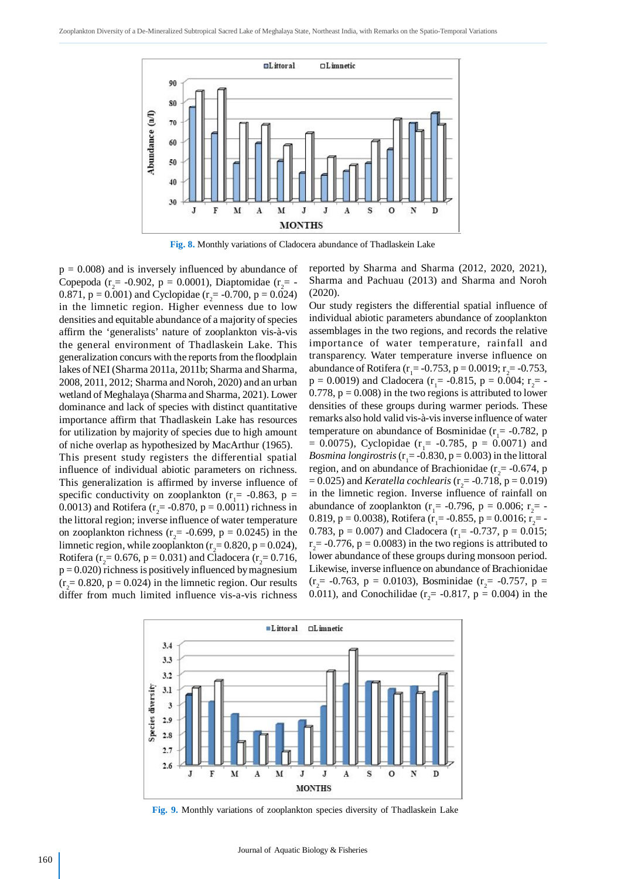Fig. 8. Monthly variations of Cladocera abundance of Thadlaskein Lake

$p = 0.008$) and is inversely influenced by abundance of Copepoda ($r_2 = -0.902$, $p = 0.0001$), Diaptomidae ($r_2 = -0.871$, $p = 0.001$) and Cyclopidae ($r_2 = -0.700$, $p = 0.024$) in the limnetic region. Higher evenness due to low densities and equitable abundance of a majority of species affirm the 'generalists' nature of zooplankton vis-à-vis the general environment of Thadlaskein Lake. This generalization concurs with the reports from the floodplain lakes of NEI (Sharma 2011a, 2011b; Sharma and Sharma, 2008, 2011, 2012; Sharma and Noroh, 2020) and an urban wetland of Meghalaya (Sharma and Sharma, 2021). Lower dominance and lack of species with distinct quantitative importance affirm that Thadlaskein Lake has resources for utilization by majority of species due to high amount of niche overlap as hypothesized by MacArthur (1965).

This present study registers the differential spatial influence of individual abiotic parameters on richness. This generalization is affirmed by inverse influence of specific conductivity on zooplankton ($r_1 = -0.863$, $p = 0.0013$) and Rotifera ($r_2 = -0.870$, $p = 0.0011$) richness in the littoral region; inverse influence of water temperature on zooplankton richness ($r_2 = -0.699$, $p = 0.0245$) in the limnetic region, while zooplankton ($r_2 = 0.820$, $p = 0.024$), Rotifera ($r_2 = 0.676$, $p = 0.031$) and Cladocera ($r_2 = 0.716$, $p = 0.020$) richness is positively influenced by magnesium ($r_2 = 0.820$, $p = 0.024$) in the limnetic region. Our results differ from much limited influence vis-a-vis richness reported by Sharma and Sharma (2012, 2020, 2021), Sharma and Pachuau (2013) and Sharma and Noroh (2020).

Our study registers the differential spatial influence of individual abiotic parameters abundance of zooplankton assemblages in the two regions, and records the relative importance of water temperature, rainfall and transparency. Water temperature inverse influence on abundance of Rotifera ($r_1 = -0.753$, $p = 0.0019$; $r_2 = -0.753$, $p = 0.0019$) and Cladocera ($r_1 = -0.815$, $p = 0.004$; $r_2 = -0.778$, $p = 0.008$) in the two regions is attributed to lower densities of these groups during warmer periods. These remarks also hold valid vis-à-vis inverse influence of water temperature on abundance of Bosminidae ($r_1 = -0.782$, $p = 0.0075$), Cyclopidae ($r_1 = -0.785$, $p = 0.0071$) and *Bosmina longirostris* ($r_1 = -0.830$, $p = 0.003$) in the littoral region, and on abundance of Brachionidae ($r_2 = -0.674$, $p = 0.025$) and *Keratella cochlearis* ($r_2 = -0.718$, $p = 0.019$) in the limnetic region. Inverse influence of rainfall on abundance of zooplankton ($r_1 = -0.796$, $p = 0.006$; $r_2 = -0.819$, $p = 0.0038$), Rotifera ($r_1 = -0.855$, $p = 0.0016$; $r_2 = -0.783$, $p = 0.007$) and Cladocera ($r_1 = -0.737$, $p = 0.015$; $r_2 = -0.776$, $p = 0.0083$) in the two regions is attributed to lower abundance of these groups during monsoon period. Likewise, inverse influence on abundance of Brachionidae ($r_2 = -0.763$, $p = 0.0103$), Bosminidae ($r_2 = -0.757$, $p = 0.011$), and Conochilidae ($r_2 = -0.817$, $p = 0.004$) in the

Fig. 9. Monthly variations of zooplankton species diversity of Thadlaskein Lake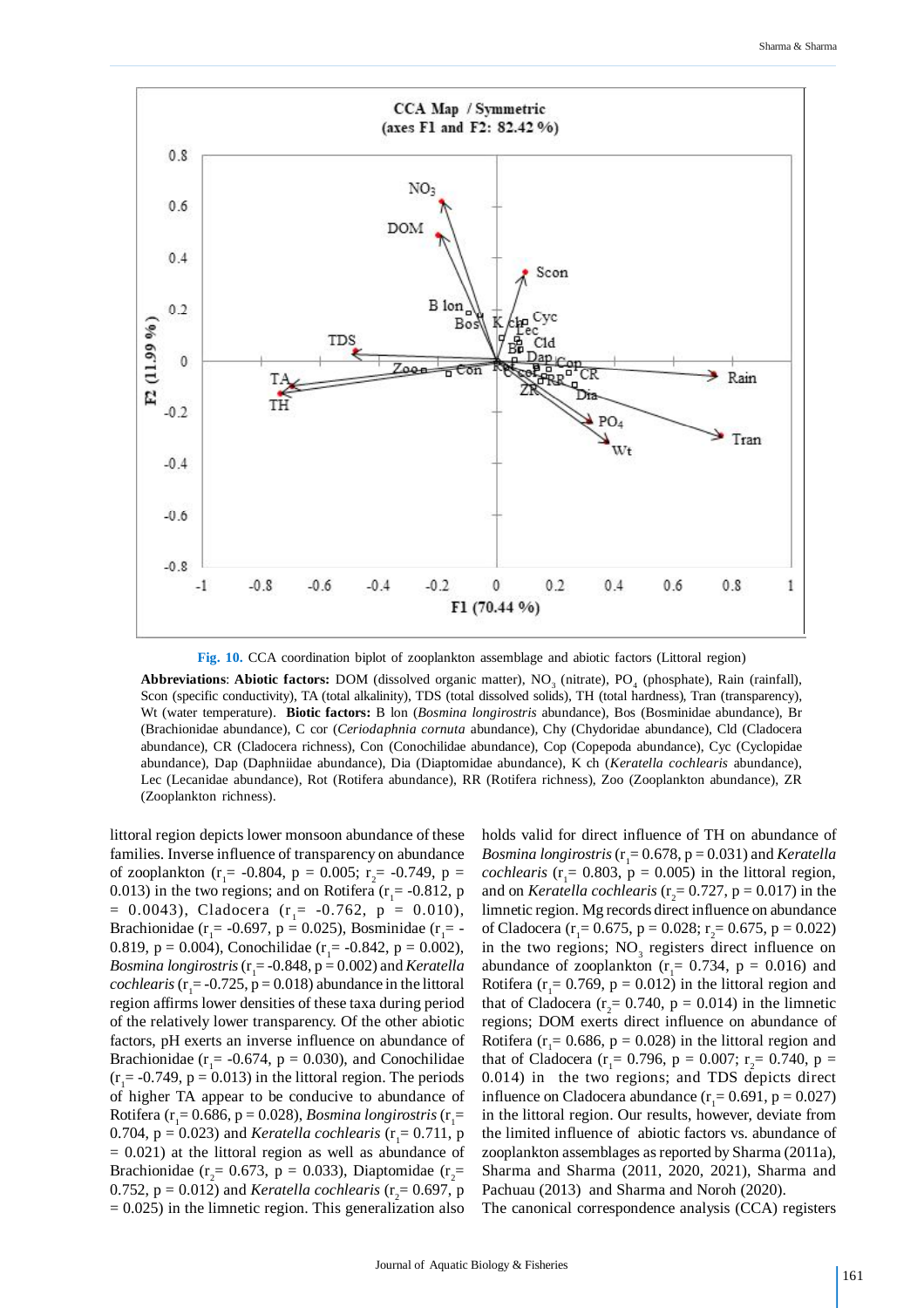**Fig. 10.** CCA coordination biplot of zooplankton assemblage and abiotic factors (Littoral region)

**Abbreviations**: **Abiotic factors:** DOM (dissolved organic matter), $NO_3$ (nitrate), $PO_4$ (phosphate), Rain (rainfall), Scon (specific conductivity), TA (total alkalinity), TDS (total dissolved solids), TH (total hardness), Tran (transparency), Wt (water temperature). **Biotic factors:** B lon (*Bosmina longirostris* abundance), Bos (Bosminidae abundance), Br (Brachionidae abundance), C cor (*Ceriodaphnia cornuta* abundance), Chy (Chydoridae abundance), Cld (Cladocera abundance), CR (Cladocera richness), Con (Conochilidae abundance), Cop (Copepoda abundance), Cyc (Cyclopidae abundance), Dap (Daphniidae abundance), Dia (Diaptomidae abundance), K ch (*Keratella cochlearis* abundance), Lec (Lecanidae abundance), Rot (Rotifera abundance), RR (Rotifera richness), Zoo (Zooplankton abundance), ZR (Zooplankton richness).

littoral region depicts lower monsoon abundance of these families. Inverse influence of transparency on abundance of zooplankton ($r_1$= -0.804, p = 0.005; $r_2$= -0.749, p = 0.013) in the two regions; and on Rotifera ($r_1$= -0.812, p = 0.0043), Cladocera ($r_1$= -0.762, p = 0.010), Brachionidae ($r_1$= -0.697, p = 0.025), Bosminidae ($r_1$= -0.819, p = 0.004), Conochilidae ($r_1$= -0.842, p = 0.002), *Bosmina longirostris* ($r_1$= -0.848, p = 0.002) and *Keratella cochlearis* ($r_1$= -0.725, p = 0.018) abundance in the littoral region affirms lower densities of these taxa during period of the relatively lower transparency. Of the other abiotic factors, pH exerts an inverse influence on abundance of Brachionidae ($r_1$= -0.674, p = 0.030), and Conochilidae ($r_1$= -0.749, p = 0.013) in the littoral region. The periods of higher TA appear to be conducive to abundance of Rotifera ($r_1$= 0.686, p = 0.028), *Bosmina longirostris* ($r_1$= 0.704, p = 0.023) and *Keratella cochlearis* ($r_1$= 0.711, p = 0.021) at the littoral region as well as abundance of Brachionidae ($r_2$= 0.673, p = 0.033), Diaptomidae ($r_2$= 0.752, p = 0.012) and *Keratella cochlearis* ($r_2$= 0.697, p = 0.025) in the limnetic region. This generalization also holds valid for direct influence of TH on abundance of *Bosmina longirostris* ($r_1$= 0.678, p = 0.031) and *Keratella cochlearis* ($r_1$= 0.803, p = 0.005) in the littoral region, and on *Keratella cochlearis* ($r_2$= 0.727, p = 0.017) in the limnetic region. Mg records direct influence on abundance of Cladocera ($r_1$= 0.675, p = 0.028; $r_2$= 0.675, p = 0.022) in the two regions; $NO_3$ registers direct influence on abundance of zooplankton ($r_1$= 0.734, p = 0.016) and Rotifera ($r_1$= 0.769, p = 0.012) in the littoral region and that of Cladocera ($r_2$= 0.740, p = 0.014) in the limnetic regions; DOM exerts direct influence on abundance of Rotifera ($r_1$= 0.686, p = 0.028) in the littoral region and that of Cladocera ($r_1$= 0.796, p = 0.007; $r_2$= 0.740, p = 0.014) in the two regions; and TDS depicts direct influence on Cladocera abundance ($r_1$= 0.691, p = 0.027) in the littoral region. Our results, however, deviate from the limited influence of abiotic factors vs. abundance of zooplankton assemblages as reported by Sharma (2011a), Sharma and Sharma (2011, 2020, 2021), Sharma and Pachuau (2013) and Sharma and Noroh (2020).

The canonical correspondence analysis (CCA) registers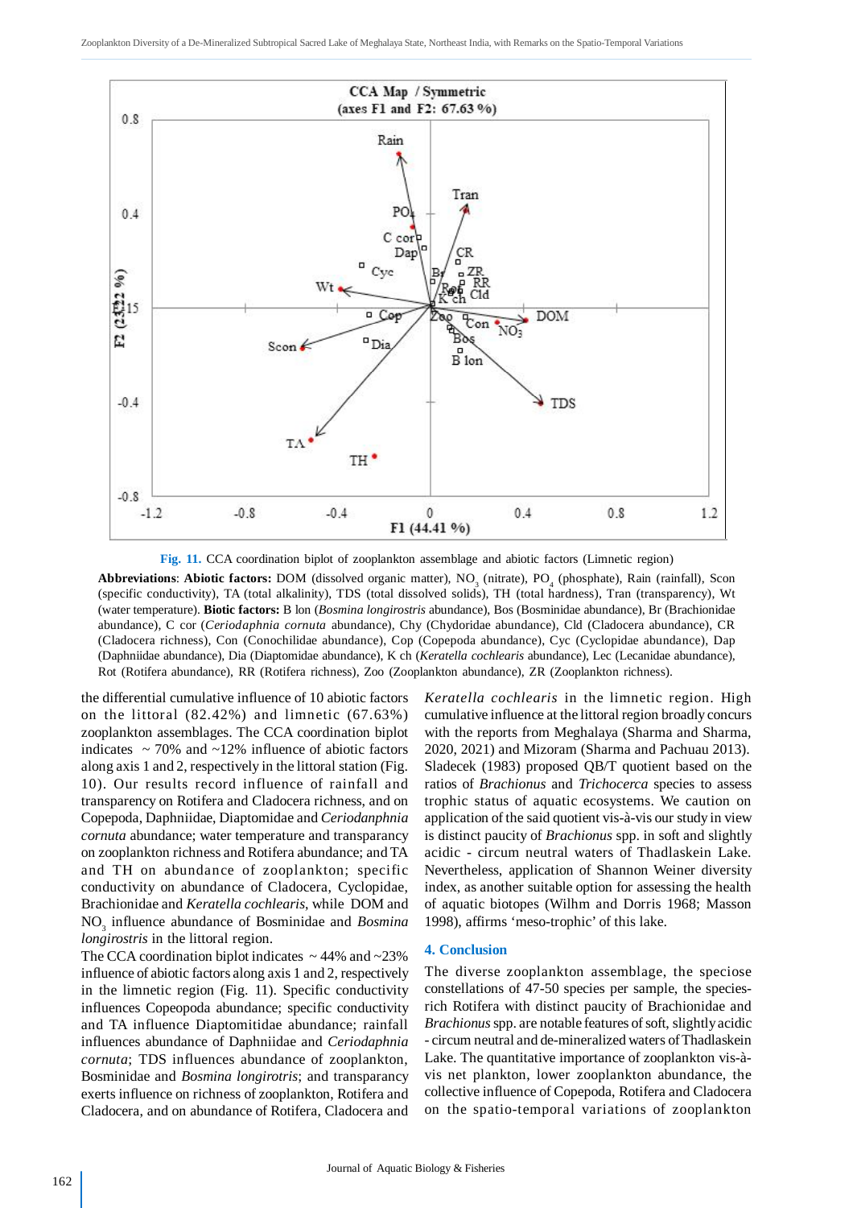**Fig. 11.** CCA coordination biplot of zooplankton assemblage and abiotic factors (Limnetic region)

**Abbreviations**: **Abiotic factors:** DOM (dissolved organic matter), $NO_3$ (nitrate), $PO_4$ (phosphate), Rain (rainfall), Scon (specific conductivity), TA (total alkalinity), TDS (total dissolved solids), TH (total hardness), Tran (transparency), Wt (water temperature). **Biotic factors:** B lon (*Bosmina longirostris* abundance), Bos (Bosminidae abundance), Br (Brachionidae abundance), C cor (*Ceriodaphnia cornuta* abundance), Chy (Chydoridae abundance), Cld (Cladocera abundance), CR (Cladocera richness), Con (Conochilidae abundance), Cop (Copepoda abundance), Cyc (Cyclopidae abundance), Dap (Daphniidae abundance), Dia (Diaptomidae abundance), K ch (*Keratella cochlearis* abundance), Lec (Lecanidae abundance), Rot (Rotifera abundance), RR (Rotifera richness), Zoo (Zooplankton abundance), ZR (Zooplankton richness).

the differential cumulative influence of 10 abiotic factors on the littoral (82.42%) and limnetic (67.63%) zooplankton assemblages. The CCA coordination biplot indicates ~ 70% and ~12% influence of abiotic factors along axis 1 and 2, respectively in the littoral station (Fig. 10). Our results record influence of rainfall and transparency on Rotifera and Cladocera richness, and on Copepoda, Daphniidae, Diaptomidae and *Ceriodaphnia cornuta* abundance; water temperature and transparency on zooplankton richness and Rotifera abundance; and TA and TH on abundance of zooplankton; specific conductivity on abundance of Cladocera, Cyclopidae, Brachionidae and *Keratella cochlearis*, while DOM and $NO_3$ influence abundance of Bosminidae and *Bosmina longirostris* in the littoral region.

The CCA coordination biplot indicates ~44% and ~23% influence of abiotic factors along axis 1 and 2, respectively in the limnetic region (Fig. 11). Specific conductivity influences Copeopoda abundance; specific conductivity and TA influence Diaptomitidae abundance; rainfall influences abundance of Daphniidae and *Ceriodaphnia cornuta*; TDS influences abundance of zooplankton, Bosminidae and *Bosmina longirotris*; and transparency exerts influence on richness of zooplankton, Rotifera and Cladocera, and on abundance of Rotifera, Cladocera and *Keratella cochlearis* in the limnetic region. High cumulative influence at the littoral region broadly concurs with the reports from Meghalaya (Sharma and Sharma, 2020, 2021) and Mizoram (Sharma and Pachuau 2013). Sladecek (1983) proposed QB/T quotient based on the ratios of *Brachionus* and *Trichocerca* species to assess trophic status of aquatic ecosystems. We caution on application of the said quotient vis-à-vis our study in view is distinct paucity of *Brachionus* spp. in soft and slightly acidic - circum neutral waters of Thadlaskein Lake. Nevertheless, application of Shannon Weiner diversity index, as another suitable option for assessing the health of aquatic biotopes (Wilhm and Dorris 1968; Masson 1998), affirms 'meso-trophic' of this lake.

## 4. Conclusion

The diverse zooplankton assemblage, the speciose constellations of 47-50 species per sample, the species-rich Rotifera with distinct paucity of Brachionidae and *Brachionus* spp. are notable features of soft, slightly acidic - circum neutral and de-mineralized waters of Thadlaskein Lake. The quantitative importance of zooplankton vis-à-vis net plankton, lower zooplankton abundance, the collective influence of Copepoda, Rotifera and Cladocera on the spatio-temporal variations of zooplankton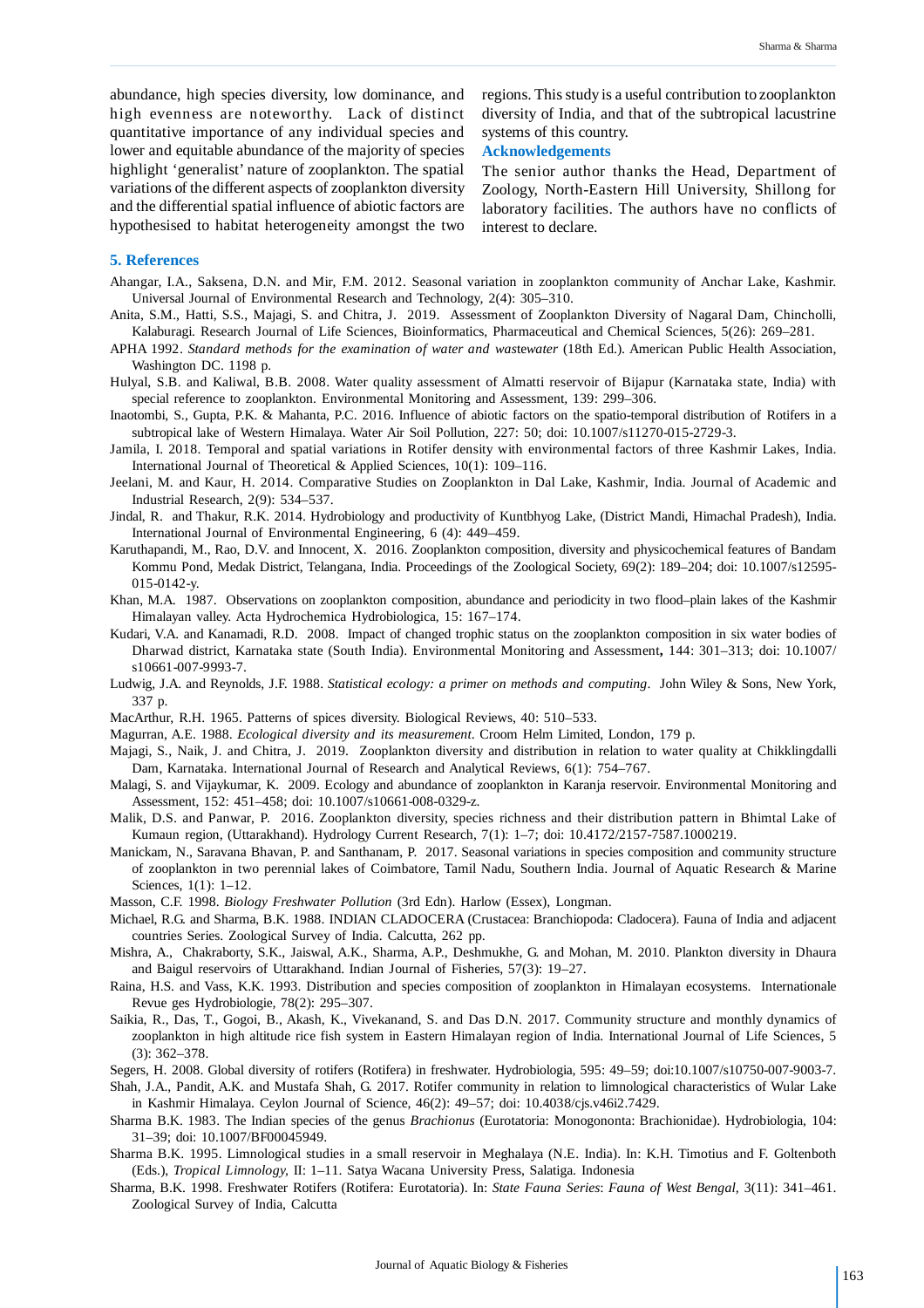abundance, high species diversity, low dominance, and high evenness are noteworthy. Lack of distinct quantitative importance of any individual species and lower and equitable abundance of the majority of species highlight 'generalist' nature of zooplankton. The spatial variations of the different aspects of zooplankton diversity and the differential spatial influence of abiotic factors are hypothesised to habitat heterogeneity amongst the two regions. This study is a useful contribution to zooplankton diversity of India, and that of the subtropical lacustrine systems of this country.

### Acknowledgements

The senior author thanks the Head, Department of Zoology, North-Eastern Hill University, Shillong for laboratory facilities. The authors have no conflicts of interest to declare.

## 5. References

Ahangar, I.A., Saksena, D.N. and Mir, F.M. 2012. Seasonal variation in zooplankton community of Anchar Lake, Kashmir. Universal Journal of Environmental Research and Technology, 2(4): 305–310.

Anita, S.M., Hatti, S.S., Majagi, S. and Chitra, J. 2019. Assessment of Zooplankton Diversity of Nagaral Dam, Chincholli, Kalaburagi. Research Journal of Life Sciences, Bioinformatics, Pharmaceutical and Chemical Sciences, 5(26): 269–281.

APHA 1992. *Standard methods for the examination of water and wastewater* (18th Ed.). American Public Health Association, Washington DC. 1198 p.

Hulyal, S.B. and Kaliwal, B.B. 2008. Water quality assessment of Almatti reservoir of Bijapur (Karnataka state, India) with special reference to zooplankton. Environmental Monitoring and Assessment, 139: 299–306.

Inaotombi, S., Gupta, P.K. & Mahanta, P.C. 2016. Influence of abiotic factors on the spatio-temporal distribution of Rotifers in a subtropical lake of Western Himalaya. Water Air Soil Pollution, 227: 50; doi: 10.1007/s11270-015-2729-3.

Jamila, I. 2018. Temporal and spatial variations in Rotifer density with environmental factors of three Kashmir Lakes, India. International Journal of Theoretical & Applied Sciences, 10(1): 109–116.

Jeelani, M. and Kaur, H. 2014. Comparative Studies on Zooplankton in Dal Lake, Kashmir, India. Journal of Academic and Industrial Research, 2(9): 534–537.

Jindal, R. and Thakur, R.K. 2014. Hydrobiology and productivity of Kuntbhyog Lake, (District Mandi, Himachal Pradesh), India. International Journal of Environmental Engineering, 6 (4): 449–459.

Karuthapandi, M., Rao, D.V. and Innocent, X. 2016. Zooplankton composition, diversity and physicochemical features of Bandam Kommu Pond, Medak District, Telangana, India. Proceedings of the Zoological Society, 69(2): 189–204; doi: 10.1007/s12595-015-0142-y.

Khan, M.A. 1987. Observations on zooplankton composition, abundance and periodicity in two flood–plain lakes of the Kashmir Himalayan valley. Acta Hydrochemica Hydrobiologica, 15: 167–174.

Kudari, V.A. and Kanamadi, R.D. 2008. Impact of changed trophic status on the zooplankton composition in six water bodies of Dharwad district, Karnataka state (South India). Environmental Monitoring and Assessment**,** 144: 301–313; doi: 10.1007/s10661-007-9993-7.

Ludwig, J.A. and Reynolds, J.F. 1988. *Statistical ecology: a primer on methods and computing*. John Wiley & Sons, New York, 337 p.

MacArthur, R.H. 1965. Patterns of spices diversity. Biological Reviews, 40: 510–533.

Magurran, A.E. 1988. *Ecological diversity and its measurement*. Croom Helm Limited, London, 179 p.

Majagi, S., Naik, J. and Chitra, J. 2019. Zooplankton diversity and distribution in relation to water quality at Chikklingdalli Dam, Karnataka. International Journal of Research and Analytical Reviews, 6(1): 754–767.

Malagi, S. and Vijaykumar, K. 2009. Ecology and abundance of zooplankton in Karanja reservoir. Environmental Monitoring and Assessment, 152: 451–458; doi: 10.1007/s10661-008-0329-z.

Malik, D.S. and Panwar, P. 2016. Zooplankton diversity, species richness and their distribution pattern in Bhimtal Lake of Kumaun region, (Uttarakhand). Hydrology Current Research, 7(1): 1–7; doi: 10.4172/2157-7587.1000219.

Manickam, N., Saravana Bhavan, P. and Santhanam, P. 2017. Seasonal variations in species composition and community structure of zooplankton in two perennial lakes of Coimbatore, Tamil Nadu, Southern India. Journal of Aquatic Research & Marine Sciences, 1(1): 1–12.

Masson, C.F. 1998. *Biology Freshwater Pollution* (3rd Edn). Harlow (Essex), Longman.

Michael, R.G. and Sharma, B.K. 1988. INDIAN CLADOCERA (Crustacea: Branchiopoda: Cladocera). Fauna of India and adjacent countries Series. Zoological Survey of India. Calcutta, 262 pp.

Mishra, A., Chakraborty, S.K., Jaiswal, A.K., Sharma, A.P., Deshmukhe, G. and Mohan, M. 2010. Plankton diversity in Dhaura and Baigul reservoirs of Uttarakhand. Indian Journal of Fisheries, 57(3): 19–27.

Raina, H.S. and Vass, K.K. 1993. Distribution and species composition of zooplankton in Himalayan ecosystems. Internationale Revue ges Hydrobiologie, 78(2): 295–307.

Saikia, R., Das, T., Gogoi, B., Akash, K., Vivekanand, S. and Das D.N. 2017. Community structure and monthly dynamics of zooplankton in high altitude rice fish system in Eastern Himalayan region of India. International Journal of Life Sciences, 5 (3): 362–378.

Segers, H. 2008. Global diversity of rotifers (Rotifera) in freshwater. Hydrobiologia, 595: 49–59; doi:10.1007/s10750-007-9003-7.

Shah, J.A., Pandit, A.K. and Mustafa Shah, G. 2017. Rotifer community in relation to limnological characteristics of Wular Lake in Kashmir Himalaya. Ceylon Journal of Science, 46(2): 49–57; doi: 10.4038/cjs.v46i2.7429.

Sharma B.K. 1983. The Indian species of the genus *Brachionus* (Eurotatoria: Monogononta: Brachionidae). Hydrobiologia, 104: 31–39; doi: 10.1007/BF00045949.

Sharma B.K. 1995. Limnological studies in a small reservoir in Meghalaya (N.E. India). In: K.H. Timotius and F. Goltenboth (Eds.), *Tropical Limnology*, II: 1–11. Satya Wacana University Press, Salatiga. Indonesia

Sharma, B.K. 1998. Freshwater Rotifers (Rotifera: Eurotatoria). In: *State Fauna Series*: *Fauna of West Bengal*, 3(11): 341–461. Zoological Survey of India, Calcutta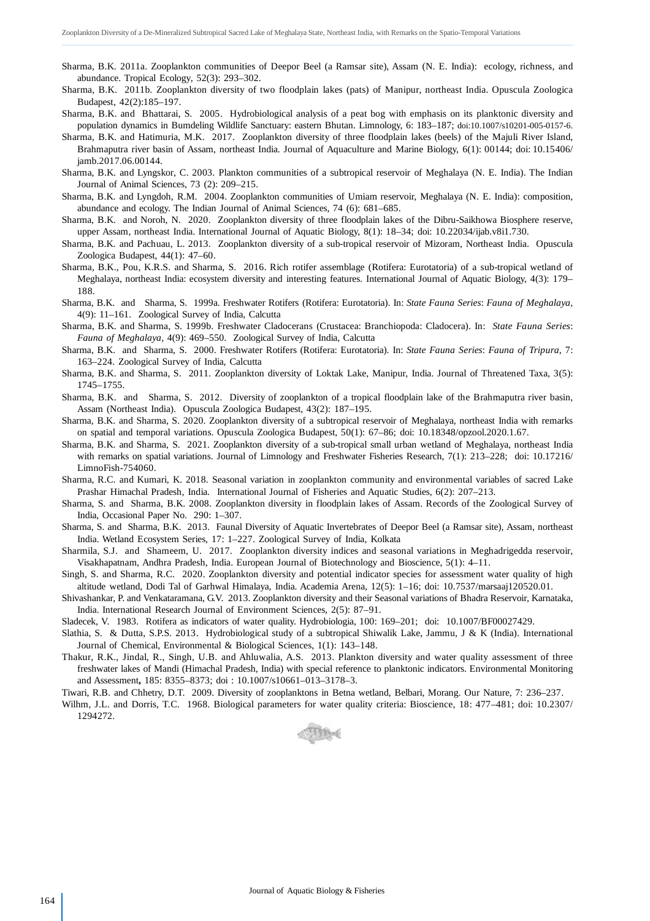Sharma, B.K. 2011a. Zooplankton communities of Deepor Beel (a Ramsar site), Assam (N. E. India): ecology, richness, and abundance. Tropical Ecology, 52(3): 293–302.

Sharma, B.K. 2011b. Zooplankton diversity of two floodplain lakes (pats) of Manipur, northeast India. Opuscula Zoologica Budapest, 42(2):185–197.

Sharma, B.K. and Bhattarai, S. 2005. Hydrobiological analysis of a peat bog with emphasis on its planktonic diversity and population dynamics in Bumdeling Wildlife Sanctuary: eastern Bhutan. Limnology, 6: 183–187; doi:10.1007/s10201-005-0157-6.

Sharma, B.K. and Hatimuria, M.K. 2017. Zooplankton diversity of three floodplain lakes (beels) of the Majuli River Island, Brahmaputra river basin of Assam, northeast India. Journal of Aquaculture and Marine Biology, 6(1): 00144; doi: 10.15406/jamb.2017.06.00144.

Sharma, B.K. and Lyngskor, C. 2003. Plankton communities of a subtropical reservoir of Meghalaya (N. E. India). The Indian Journal of Animal Sciences, 73 (2): 209–215.

Sharma, B.K. and Lyngdoh, R.M. 2004. Zooplankton communities of Umiam reservoir, Meghalaya (N. E. India): composition, abundance and ecology. The Indian Journal of Animal Sciences, 74 (6): 681–685.

Sharma, B.K. and Noroh, N. 2020. Zooplankton diversity of three floodplain lakes of the Dibru-Saikhowa Biosphere reserve, upper Assam, northeast India. International Journal of Aquatic Biology, 8(1): 18–34; doi: 10.22034/ijab.v8i1.730.

Sharma, B.K. and Pachuau, L. 2013. Zooplankton diversity of a sub-tropical reservoir of Mizoram, Northeast India. Opuscula Zoologica Budapest, 44(1): 47–60.

Sharma, B.K., Pou, K.R.S. and Sharma, S. 2016. Rich rotifer assemblage (Rotifera: Eurotatoria) of a sub-tropical wetland of Meghalaya, northeast India: ecosystem diversity and interesting features. International Journal of Aquatic Biology, 4(3): 179–188.

Sharma, B.K. and Sharma, S. 1999a. Freshwater Rotifers (Rotifera: Eurotatoria). In: *State Fauna Series*: *Fauna of Meghalaya*, 4(9): 11–161. Zoological Survey of India, Calcutta

Sharma, B.K. and Sharma, S. 1999b. Freshwater Cladocerans (Crustacea: Branchiopoda: Cladocera). In: *State Fauna Series*: *Fauna of Meghalaya*, 4(9): 469–550. Zoological Survey of India, Calcutta

Sharma, B.K. and Sharma, S. 2000. Freshwater Rotifers (Rotifera: Eurotatoria). In: *State Fauna Series*: *Fauna of Tripura*, 7: 163–224. Zoological Survey of India, Calcutta

Sharma, B.K. and Sharma, S. 2011. Zooplankton diversity of Loktak Lake, Manipur, India. Journal of Threatened Taxa, 3(5): 1745–1755.

Sharma, B.K. and Sharma, S. 2012. Diversity of zooplankton of a tropical floodplain lake of the Brahmaputra river basin, Assam (Northeast India). Opuscula Zoologica Budapest, 43(2): 187–195.

Sharma, B.K. and Sharma, S. 2020. Zooplankton diversity of a subtropical reservoir of Meghalaya, northeast India with remarks on spatial and temporal variations. Opuscula Zoologica Budapest, 50(1): 67–86; doi: 10.18348/opzool.2020.1.67.

Sharma, B.K. and Sharma, S. 2021. Zooplankton diversity of a sub-tropical small urban wetland of Meghalaya, northeast India with remarks on spatial variations. Journal of Limnology and Freshwater Fisheries Research, 7(1): 213–228; doi: 10.17216/LimnoFish-754060.

Sharma, R.C. and Kumari, K. 2018. Seasonal variation in zooplankton community and environmental variables of sacred Lake Prashar Himachal Pradesh, India. International Journal of Fisheries and Aquatic Studies, 6(2): 207–213.

Sharma, S. and Sharma, B.K. 2008. Zooplankton diversity in floodplain lakes of Assam. Records of the Zoological Survey of India, Occasional Paper No. 290: 1–307.

Sharma, S. and Sharma, B.K. 2013. Faunal Diversity of Aquatic Invertebrates of Deepor Beel (a Ramsar site), Assam, northeast India. Wetland Ecosystem Series, 17: 1–227. Zoological Survey of India, Kolkata

Sharmila, S.J. and Shameem, U. 2017. Zooplankton diversity indices and seasonal variations in Meghadrigedda reservoir, Visakhapatnam, Andhra Pradesh, India. European Journal of Biotechnology and Bioscience, 5(1): 4–11.

Singh, S. and Sharma, R.C. 2020. Zooplankton diversity and potential indicator species for assessment water quality of high altitude wetland, Dodi Tal of Garhwal Himalaya, India. Academia Arena, 12(5): 1–16; doi: 10.7537/marsaaj120520.01.

Shivashankar, P. and Venkataramana, G.V. 2013. Zooplankton diversity and their Seasonal variations of Bhadra Reservoir, Karnataka, India. International Research Journal of Environment Sciences, 2(5): 87–91.

Sladecek, V. 1983. Rotifera as indicators of water quality. Hydrobiologia, 100: 169–201; doi: 10.1007/BF00027429.

Slathia, S. & Dutta, S.P.S. 2013. Hydrobiological study of a subtropical Shiwalik Lake, Jammu, J & K (India). International Journal of Chemical, Environmental & Biological Sciences, 1(1): 143–148.

Thakur, R.K., Jindal, R., Singh, U.B. and Ahluwalia, A.S. 2013. Plankton diversity and water quality assessment of three freshwater lakes of Mandi (Himachal Pradesh, India) with special reference to planktonic indicators. Environmental Monitoring and Assessment**,** 185: 8355–8373; doi : 10.1007/s10661–013–3178–3.

Tiwari, R.B. and Chhetry, D.T. 2009. Diversity of zooplanktons in Betna wetland, Belbari, Morang. Our Nature, 7: 236–237.

Wilhm, J.L. and Dorris, T.C. 1968. Biological parameters for water quality criteria: Bioscience, 18: 477–481; doi: 10.2307/1294272.